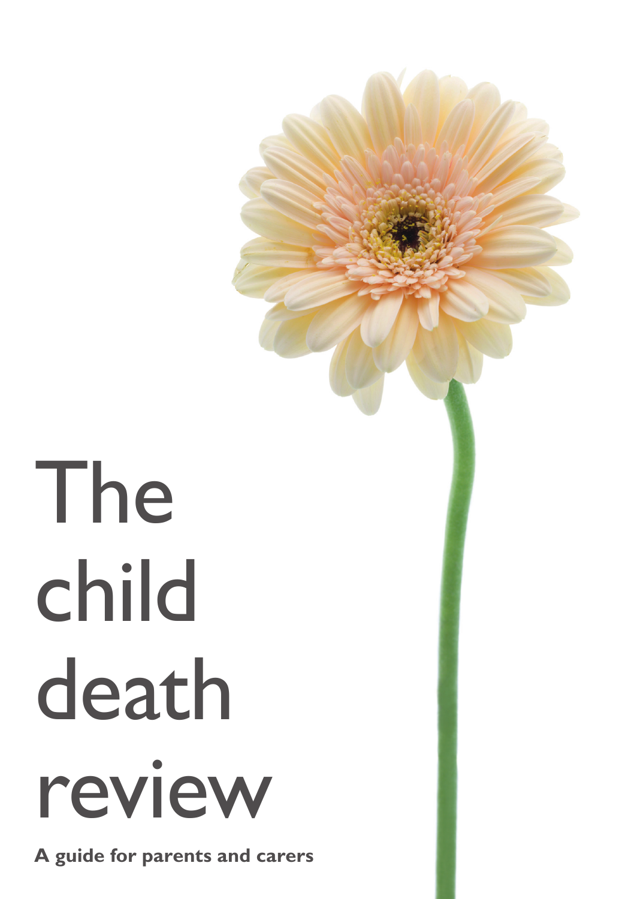# The child death review

**A guide for parents and carers**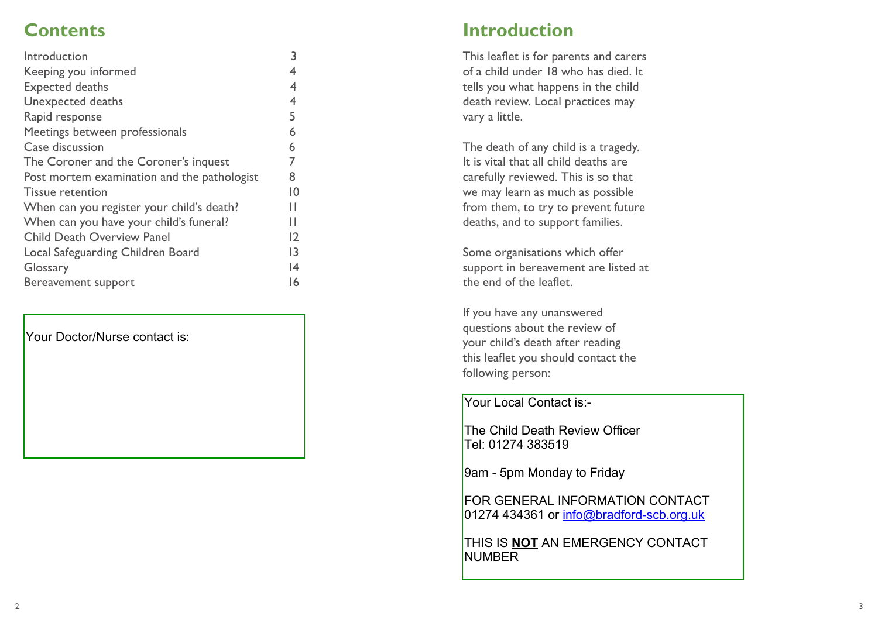## Contents

| | |
|---|---|
| Introduction | 3 |
| Keeping you informed | 4 |
| Expected deaths | 4 |
| Unexpected deaths | 4 |
| Rapid response | 5 |
| Meetings between professionals | 6 |
| Case discussion | 6 |
| The Coroner and the Coroner's inquest | 7 |
| Post mortem examination and the pathologist | 8 |
| Tissue retention | 10 |
| When can you register your child's death? | 11 |
| When can you have your child's funeral? | 11 |
| Child Death Overview Panel | 12 |
| Local Safeguarding Children Board | 13 |
| Glossary | 14 |
| Bereavement support | 16 |

Your Doctor/Nurse contact is:

## Introduction

This leaflet is for parents and carers of a child under 18 who has died. It tells you what happens in the child death review. Local practices may vary a little.

The death of any child is a tragedy. It is vital that all child deaths are carefully reviewed. This is so that we may learn as much as possible from them, to try to prevent future deaths, and to support families.

Some organisations which offer support in bereavement are listed at the end of the leaflet.

If you have any unanswered questions about the review of your child's death after reading this leaflet you should contact the following person:

Your Local Contact is:-

The Child Death Review Officer
Tel: 01274 383519

9am - 5pm Monday to Friday

FOR GENERAL INFORMATION CONTACT
01274 434361 or info@bradford-scb.org.uk

THIS IS **NOT** AN EMERGENCY CONTACT NUMBER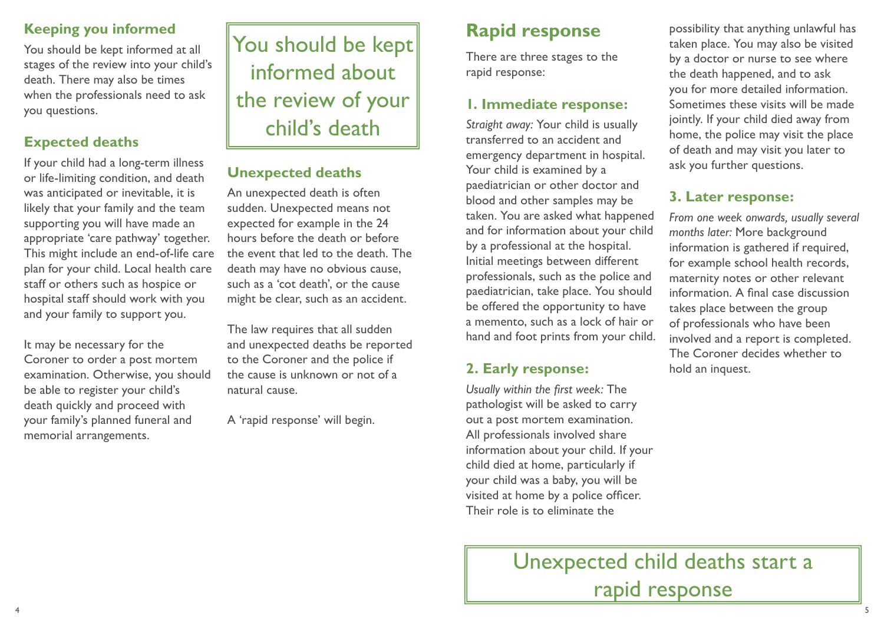## Keeping you informed

You should be kept informed at all stages of the review into your child's death. There may also be times when the professionals need to ask you questions.

## Expected deaths

If your child had a long-term illness or life-limiting condition, and death was anticipated or inevitable, it is likely that your family and the team supporting you will have made an appropriate 'care pathway' together. This might include an end-of-life care plan for your child. Local health care staff or others such as hospice or hospital staff should work with you and your family to support you.

It may be necessary for the Coroner to order a post mortem examination. Otherwise, you should be able to register your child's death quickly and proceed with your family's planned funeral and memorial arrangements.

> You should be kept informed about the review of your child's death

## Unexpected deaths

An unexpected death is often sudden. Unexpected means not expected for example in the 24 hours before the death or before the event that led to the death. The death may have no obvious cause, such as a 'cot death', or the cause might be clear, such as an accident.

The law requires that all sudden and unexpected deaths be reported to the Coroner and the police if the cause is unknown or not of a natural cause.

A 'rapid response' will begin.

# Rapid response

There are three stages to the rapid response:

## 1. Immediate response:

*Straight away:* Your child is usually transferred to an accident and emergency department in hospital. Your child is examined by a paediatrician or other doctor and blood and other samples may be taken. You are asked what happened and for information about your child by a professional at the hospital. Initial meetings between different professionals, such as the police and paediatrician, take place. You should be offered the opportunity to have a memento, such as a lock of hair or hand and foot prints from your child.

## 2. Early response:

*Usually within the first week:* The pathologist will be asked to carry out a post mortem examination. All professionals involved share information about your child. If your child died at home, particularly if your child was a baby, you will be visited at home by a police officer. Their role is to eliminate the possibility that anything unlawful has taken place. You may also be visited by a doctor or nurse to see where the death happened, and to ask you for more detailed information. Sometimes these visits will be made jointly. If your child died away from home, the police may visit the place of death and may visit you later to ask you further questions.

## 3. Later response:

*From one week onwards, usually several months later:* More background information is gathered if required, for example school health records, maternity notes or other relevant information. A final case discussion takes place between the group of professionals who have been involved and a report is completed. The Coroner decides whether to hold an inquest.

> Unexpected child deaths start a rapid response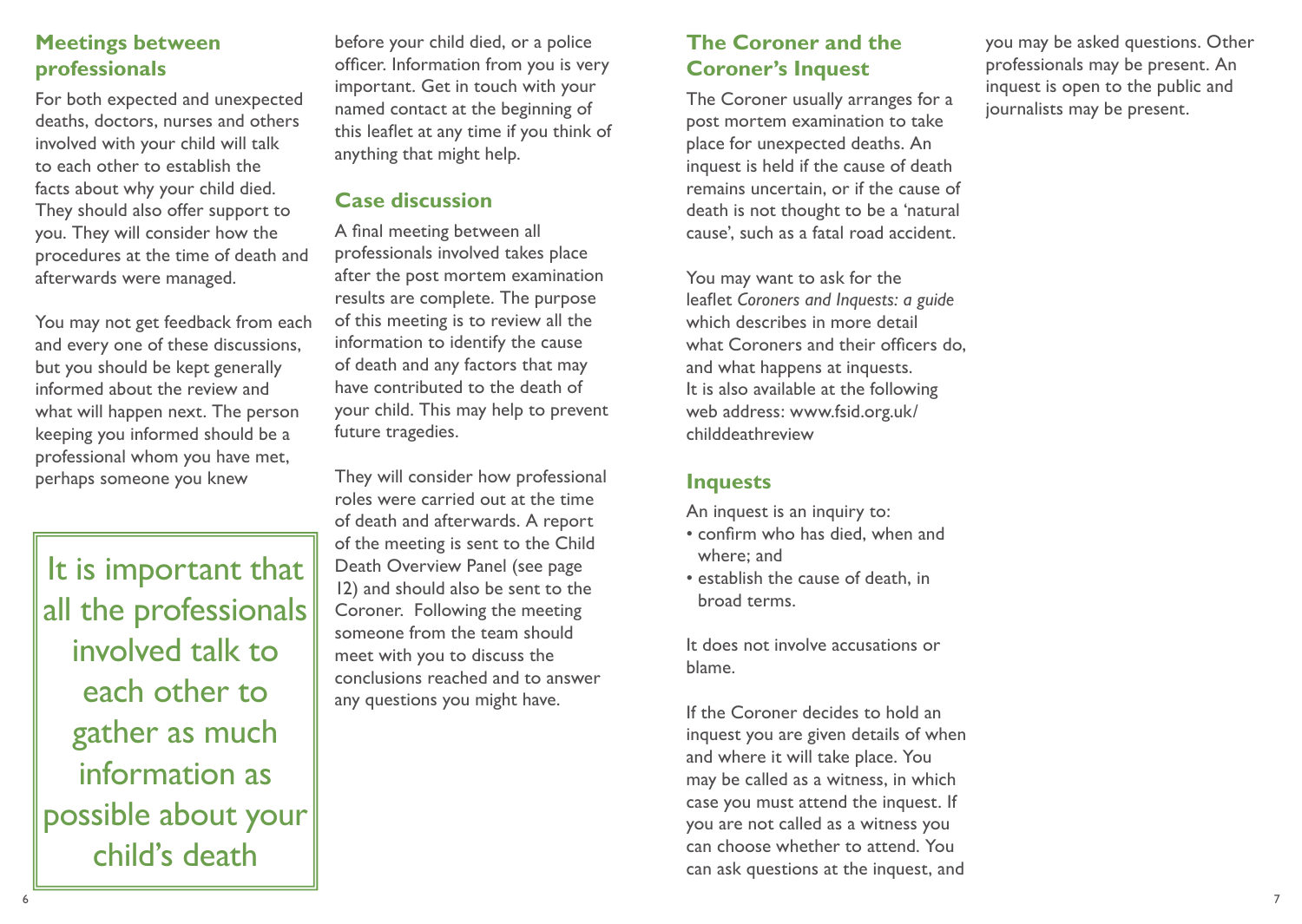## Meetings between professionals

For both expected and unexpected deaths, doctors, nurses and others involved with your child will talk to each other to establish the facts about why your child died. They should also offer support to you. They will consider how the procedures at the time of death and afterwards were managed.

You may not get feedback from each and every one of these discussions, but you should be kept generally informed about the review and what will happen next. The person keeping you informed should be a professional whom you have met, perhaps someone you knew before your child died, or a police officer. Information from you is very important. Get in touch with your named contact at the beginning of this leaflet at any time if you think of anything that might help.

> It is important that all the professionals involved talk to each other to gather as much information as possible about your child's death

## Case discussion

A final meeting between all professionals involved takes place after the post mortem examination results are complete. The purpose of this meeting is to review all the information to identify the cause of death and any factors that may have contributed to the death of your child. This may help to prevent future tragedies.

They will consider how professional roles were carried out at the time of death and afterwards. A report of the meeting is sent to the Child Death Overview Panel (see page 12) and should also be sent to the Coroner. Following the meeting someone from the team should meet with you to discuss the conclusions reached and to answer any questions you might have.

## The Coroner and the Coroner's Inquest

The Coroner usually arranges for a post mortem examination to take place for unexpected deaths. An inquest is held if the cause of death remains uncertain, or if the cause of death is not thought to be a 'natural cause', such as a fatal road accident.

You may want to ask for the leaflet *Coroners and Inquests: a guide* which describes in more detail what Coroners and their officers do, and what happens at inquests. It is also available at the following web address: www.fsid.org.uk/childdeathreview

## Inquests

An inquest is an inquiry to:

- confirm who has died, when and where; and
- establish the cause of death, in broad terms.

It does not involve accusations or blame.

If the Coroner decides to hold an inquest you are given details of when and where it will take place. You may be called as a witness, in which case you must attend the inquest. If you are not called as a witness you can choose whether to attend. You can ask questions at the inquest, and you may be asked questions. Other professionals may be present. An inquest is open to the public and journalists may be present.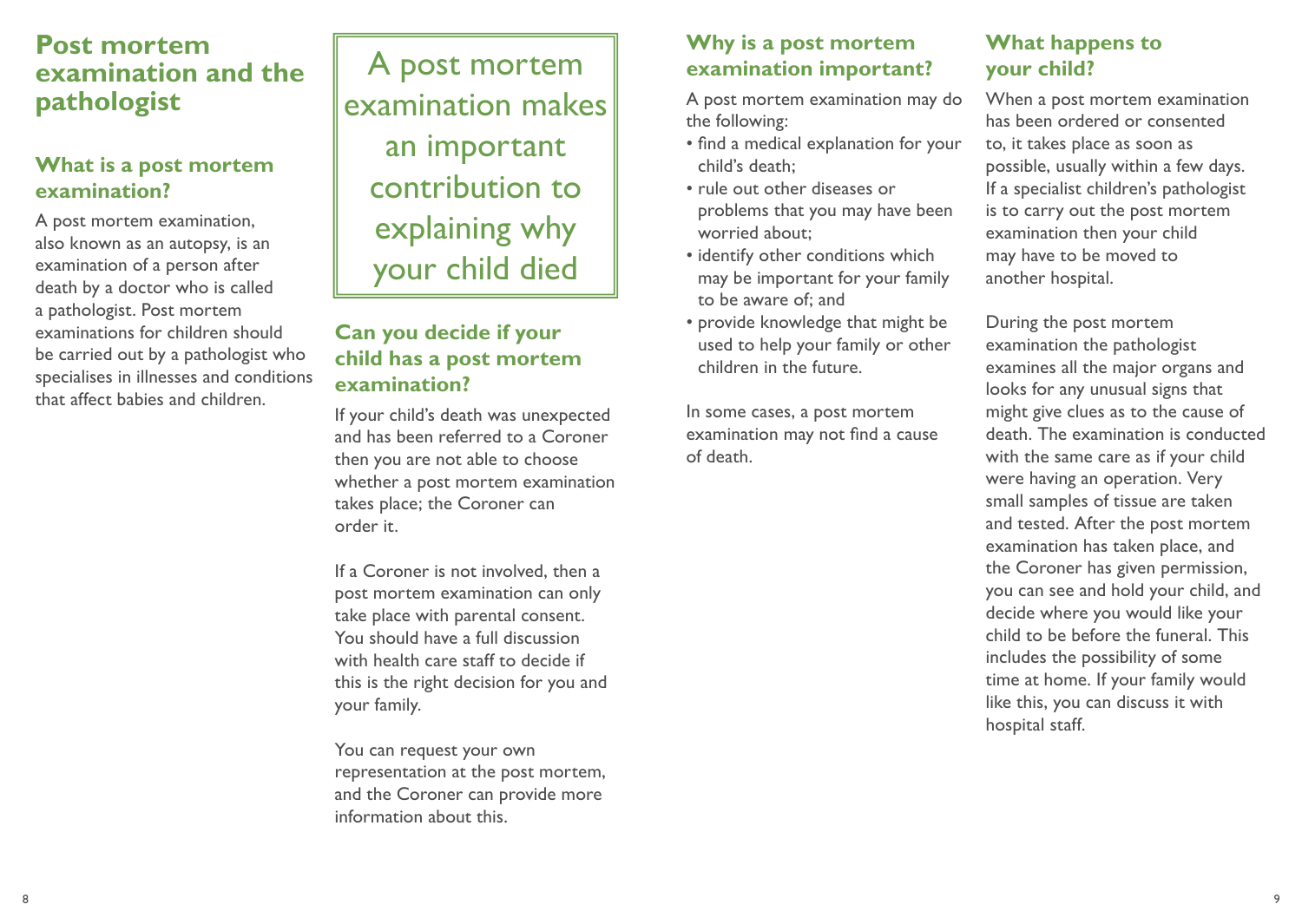# Post mortem examination and the pathologist

## What is a post mortem examination?

A post mortem examination, also known as an autopsy, is an examination of a person after death by a doctor who is called a pathologist. Post mortem examinations for children should be carried out by a pathologist who specialises in illnesses and conditions that affect babies and children.

> A post mortem examination makes an important contribution to explaining why your child died

## Can you decide if your child has a post mortem examination?

If your child's death was unexpected and has been referred to a Coroner then you are not able to choose whether a post mortem examination takes place; the Coroner can order it.

If a Coroner is not involved, then a post mortem examination can only take place with parental consent. You should have a full discussion with health care staff to decide if this is the right decision for you and your family.

You can request your own representation at the post mortem, and the Coroner can provide more information about this.

## Why is a post mortem examination important?

A post mortem examination may do the following:

- find a medical explanation for your child's death;
- rule out other diseases or problems that you may have been worried about;
- identify other conditions which may be important for your family to be aware of; and
- provide knowledge that might be used to help your family or other children in the future.

In some cases, a post mortem examination may not find a cause of death.

## What happens to your child?

When a post mortem examination has been ordered or consented to, it takes place as soon as possible, usually within a few days. If a specialist children's pathologist is to carry out the post mortem examination then your child may have to be moved to another hospital.

During the post mortem examination the pathologist examines all the major organs and looks for any unusual signs that might give clues as to the cause of death. The examination is conducted with the same care as if your child were having an operation. Very small samples of tissue are taken and tested. After the post mortem examination has taken place, and the Coroner has given permission, you can see and hold your child, and decide where you would like your child to be before the funeral. This includes the possibility of some time at home. If your family would like this, you can discuss it with hospital staff.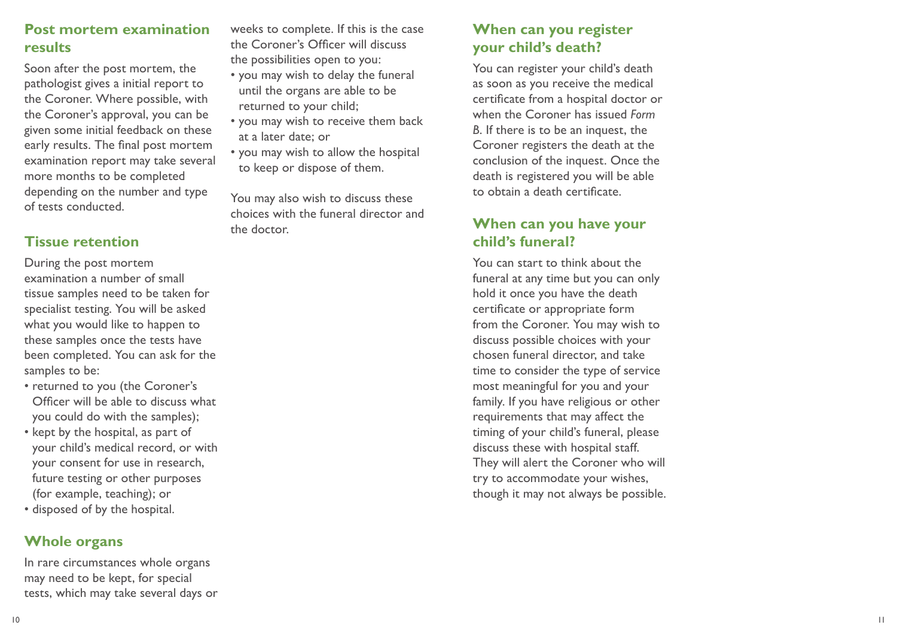## Post mortem examination results

Soon after the post mortem, the pathologist gives a initial report to the Coroner. Where possible, with the Coroner's approval, you can be given some initial feedback on these early results. The final post mortem examination report may take several more months to be completed depending on the number and type of tests conducted.

## Tissue retention

During the post mortem examination a number of small tissue samples need to be taken for specialist testing. You will be asked what you would like to happen to these samples once the tests have been completed. You can ask for the samples to be:

- returned to you (the Coroner's Officer will be able to discuss what you could do with the samples);
- kept by the hospital, as part of your child's medical record, or with your consent for use in research, future testing or other purposes (for example, teaching); or
- disposed of by the hospital.

## Whole organs

In rare circumstances whole organs may need to be kept, for special tests, which may take several days or weeks to complete. If this is the case the Coroner's Officer will discuss the possibilities open to you:

- you may wish to delay the funeral until the organs are able to be returned to your child;
- you may wish to receive them back at a later date; or
- you may wish to allow the hospital to keep or dispose of them.

You may also wish to discuss these choices with the funeral director and the doctor.

## When can you register your child's death?

You can register your child's death as soon as you receive the medical certificate from a hospital doctor or when the Coroner has issued *Form B*. If there is to be an inquest, the Coroner registers the death at the conclusion of the inquest. Once the death is registered you will be able to obtain a death certificate.

## When can you have your child's funeral?

You can start to think about the funeral at any time but you can only hold it once you have the death certificate or appropriate form from the Coroner. You may wish to discuss possible choices with your chosen funeral director, and take time to consider the type of service most meaningful for you and your family. If you have religious or other requirements that may affect the timing of your child's funeral, please discuss these with hospital staff. They will alert the Coroner who will try to accommodate your wishes, though it may not always be possible.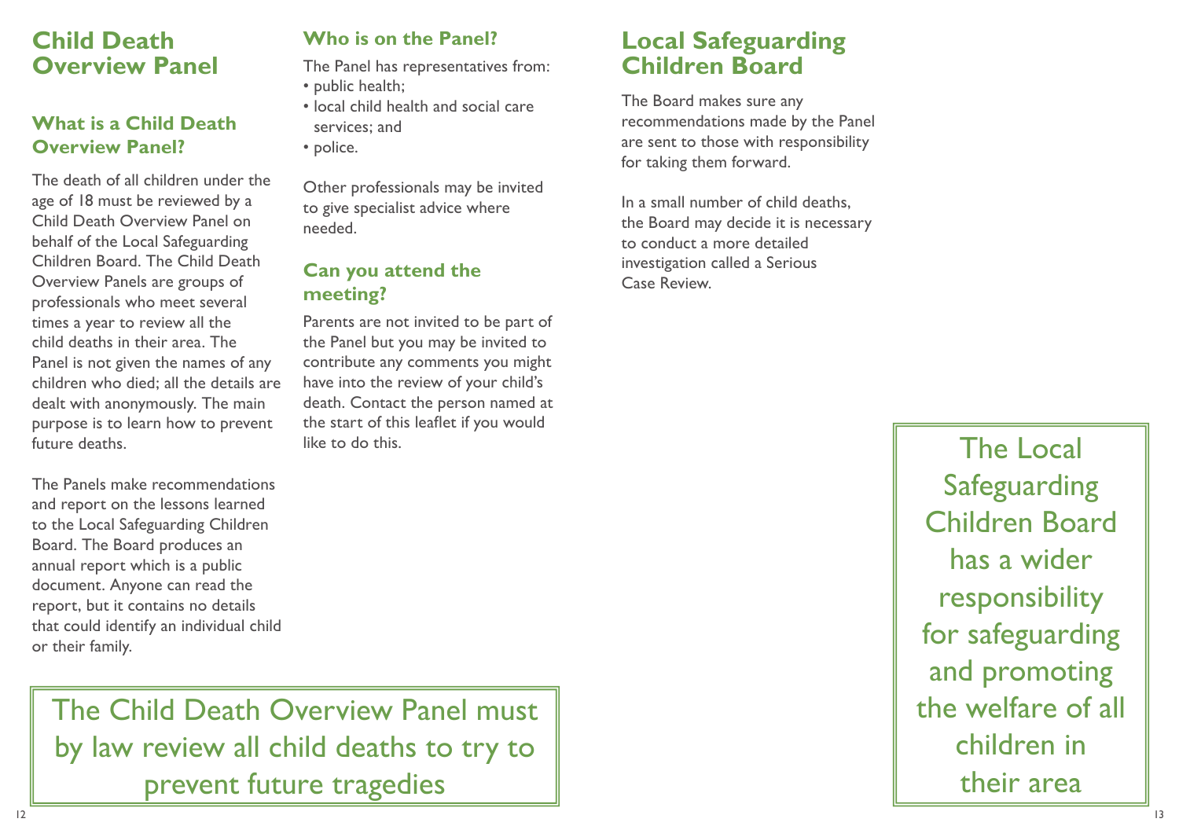# Child Death Overview Panel

## What is a Child Death Overview Panel?

The death of all children under the age of 18 must be reviewed by a Child Death Overview Panel on behalf of the Local Safeguarding Children Board. The Child Death Overview Panels are groups of professionals who meet several times a year to review all the child deaths in their area. The Panel is not given the names of any children who died; all the details are dealt with anonymously. The main purpose is to learn how to prevent future deaths.

The Panels make recommendations and report on the lessons learned to the Local Safeguarding Children Board. The Board produces an annual report which is a public document. Anyone can read the report, but it contains no details that could identify an individual child or their family.

## Who is on the Panel?

The Panel has representatives from:

- public health;
- local child health and social care services; and
- police.

Other professionals may be invited to give specialist advice where needed.

## Can you attend the meeting?

Parents are not invited to be part of the Panel but you may be invited to contribute any comments you might have into the review of your child's death. Contact the person named at the start of this leaflet if you would like to do this.

> The Child Death Overview Panel must by law review all child deaths to try to prevent future tragedies

# Local Safeguarding Children Board

The Board makes sure any recommendations made by the Panel are sent to those with responsibility for taking them forward.

In a small number of child deaths, the Board may decide it is necessary to conduct a more detailed investigation called a Serious Case Review.

> The Local Safeguarding Children Board has a wider responsibility for safeguarding and promoting the welfare of all children in their area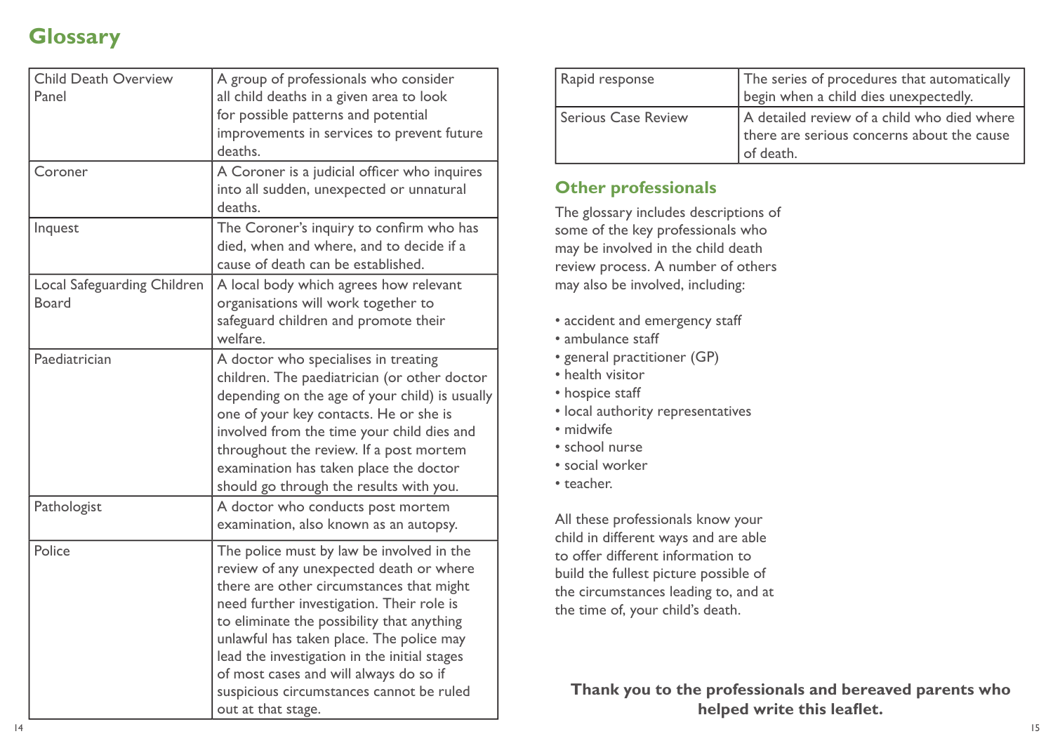## Glossary

| Term | Description |
| --- | --- |
| Child Death Overview Panel | A group of professionals who consider all child deaths in a given area to look for possible patterns and potential improvements in services to prevent future deaths. |
| Coroner | A Coroner is a judicial officer who inquires into all sudden, unexpected or unnatural deaths. |
| Inquest | The Coroner's inquiry to confirm who has died, when and where, and to decide if a cause of death can be established. |
| Local Safeguarding Children Board | A local body which agrees how relevant organisations will work together to safeguard children and promote their welfare. |
| Paediatrician | A doctor who specialises in treating children. The paediatrician (or other doctor depending on the age of your child) is usually one of your key contacts. He or she is involved from the time your child dies and throughout the review. If a post mortem examination has taken place the doctor should go through the results with you. |
| Pathologist | A doctor who conducts post mortem examination, also known as an autopsy. |
| Police | The police must by law be involved in the review of any unexpected death or where there are other circumstances that might need further investigation. Their role is to eliminate the possibility that anything unlawful has taken place. The police may lead the investigation in the initial stages of most cases and will always do so if suspicious circumstances cannot be ruled out at that stage. |
| Rapid response | The series of procedures that automatically begin when a child dies unexpectedly. |
| Serious Case Review | A detailed review of a child who died where there are serious concerns about the cause of death. |

## Other professionals

The glossary includes descriptions of some of the key professionals who may be involved in the child death review process. A number of others may also be involved, including:

- accident and emergency staff
- ambulance staff
- general practitioner (GP)
- health visitor
- hospice staff
- local authority representatives
- midwife
- school nurse
- social worker
- teacher.

All these professionals know your child in different ways and are able to offer different information to build the fullest picture possible of the circumstances leading to, and at the time of, your child's death.

**Thank you to the professionals and bereaved parents who helped write this leaflet.**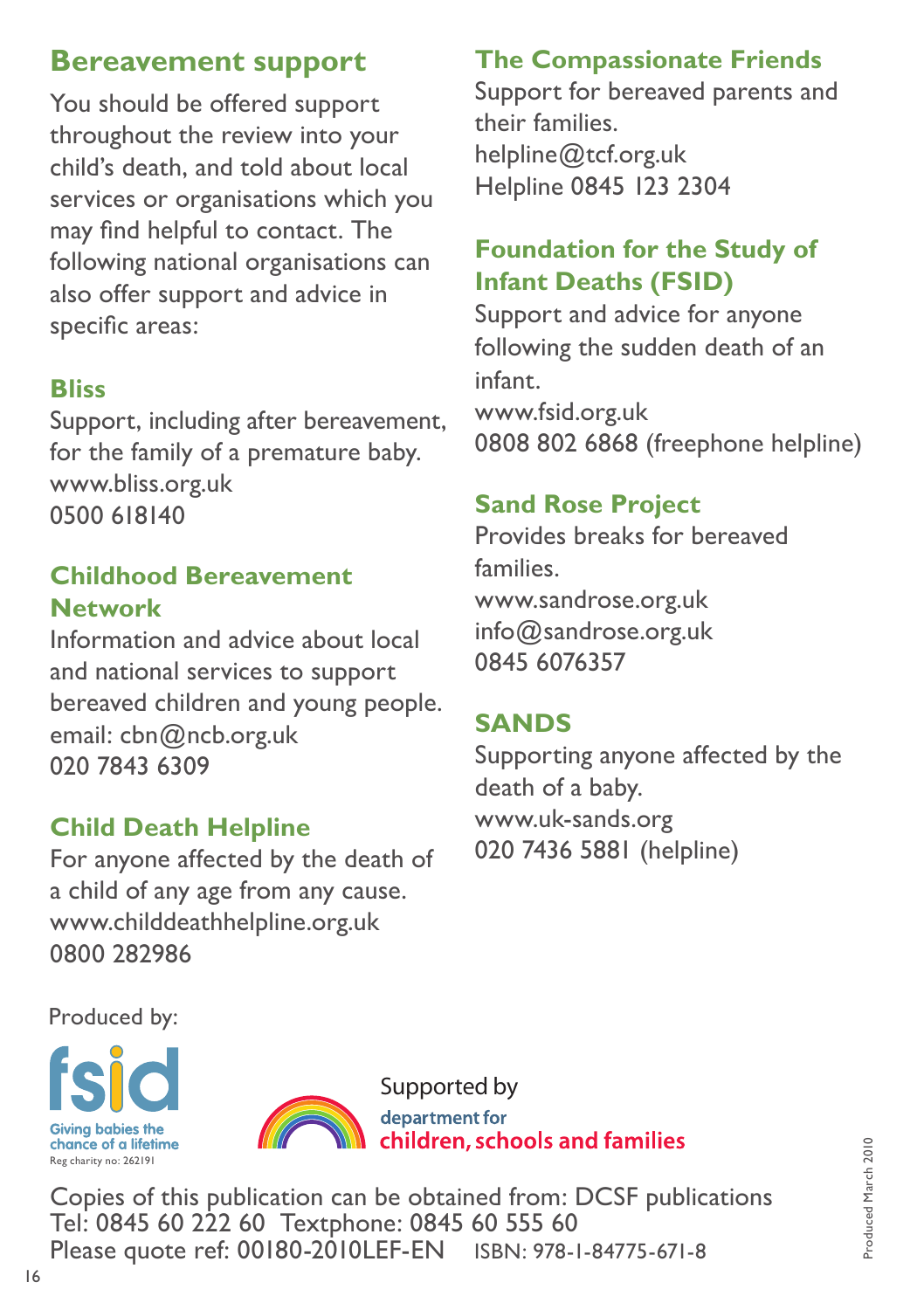## Bereavement support

You should be offered support throughout the review into your child's death, and told about local services or organisations which you may find helpful to contact. The following national organisations can also offer support and advice in specific areas:

### Bliss

Support, including after bereavement, for the family of a premature baby.
www.bliss.org.uk
0500 618140

### Childhood Bereavement Network

Information and advice about local and national services to support bereaved children and young people.
email: cbn@ncb.org.uk
020 7843 6309

### Child Death Helpline

For anyone affected by the death of a child of any age from any cause.
www.childdeathhelpline.org.uk
0800 282986

### The Compassionate Friends

Support for bereaved parents and their families.
helpline@tcf.org.uk
Helpline 0845 123 2304

### Foundation for the Study of Infant Deaths (FSID)

Support and advice for anyone following the sudden death of an infant.
www.fsid.org.uk
0808 802 6868 (freephone helpline)

### Sand Rose Project

Provides breaks for bereaved families.
www.sandrose.org.uk
info@sandrose.org.uk
0845 6076357

### SANDS

Supporting anyone affected by the death of a baby.
www.uk-sands.org
020 7436 5881 (helpline)

Produced by:

fsid
Giving babies the chance of a lifetime
Reg charity no: 262191

Supported by
department for
children, schools and families

Copies of this publication can be obtained from: DCSF publications
Tel: 0845 60 222 60 Textphone: 0845 60 555 60
Please quote ref: 00180-2010LEF-EN ISBN: 978-1-84775-671-8

Produced March 2010